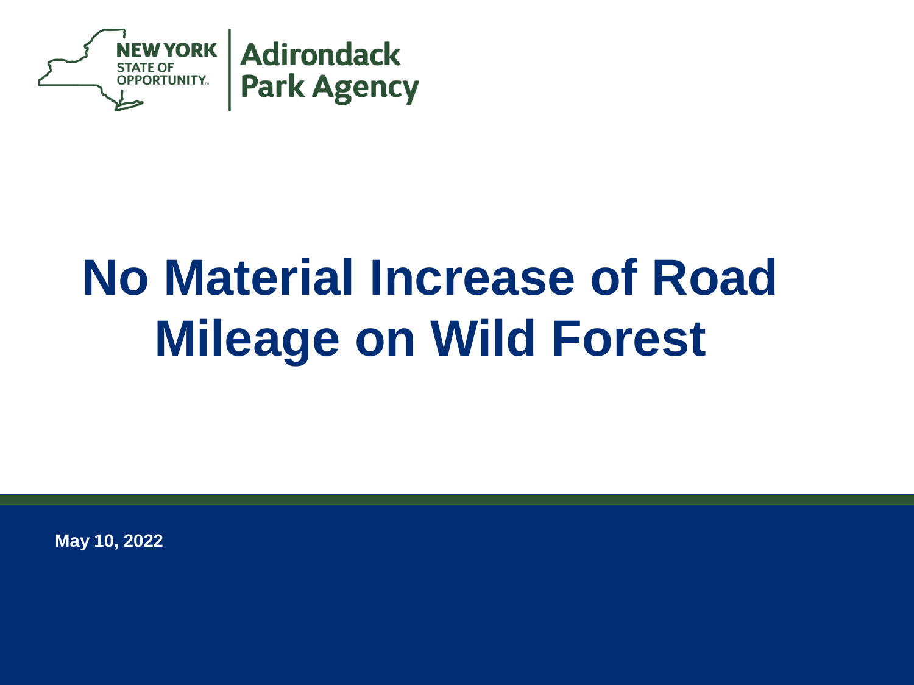NEW YORK STATE OF OPPORTUNITY | Adirondack Park Agency

# No Material Increase of Road Mileage on Wild Forest

May 10, 2022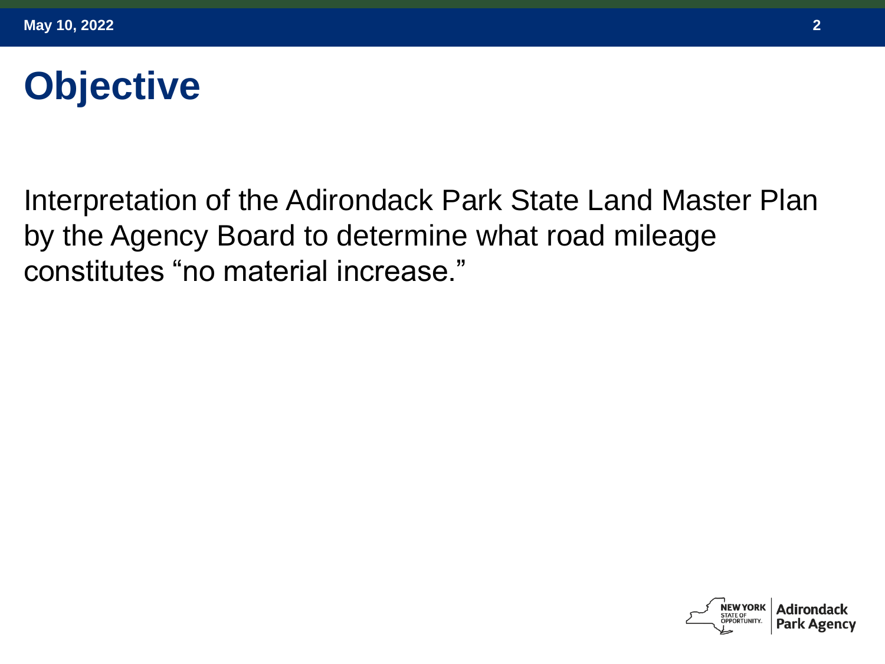# Objective

Interpretation of the Adirondack Park State Land Master Plan by the Agency Board to determine what road mileage constitutes "no material increase."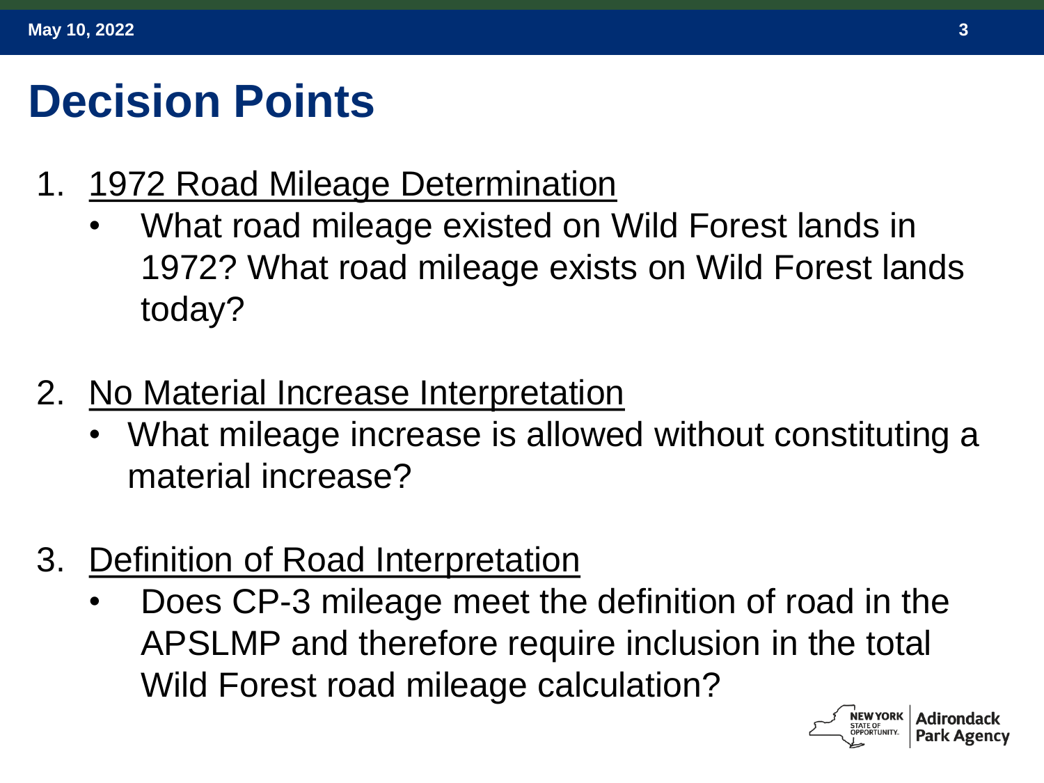# Decision Points

1. <u>1972 Road Mileage Determination</u>
   - What road mileage existed on Wild Forest lands in 1972? What road mileage exists on Wild Forest lands today?

2. <u>No Material Increase Interpretation</u>
   - What mileage increase is allowed without constituting a material increase?

3. <u>Definition of Road Interpretation</u>
   - Does CP-3 mileage meet the definition of road in the APSLMP and therefore require inclusion in the total Wild Forest road mileage calculation?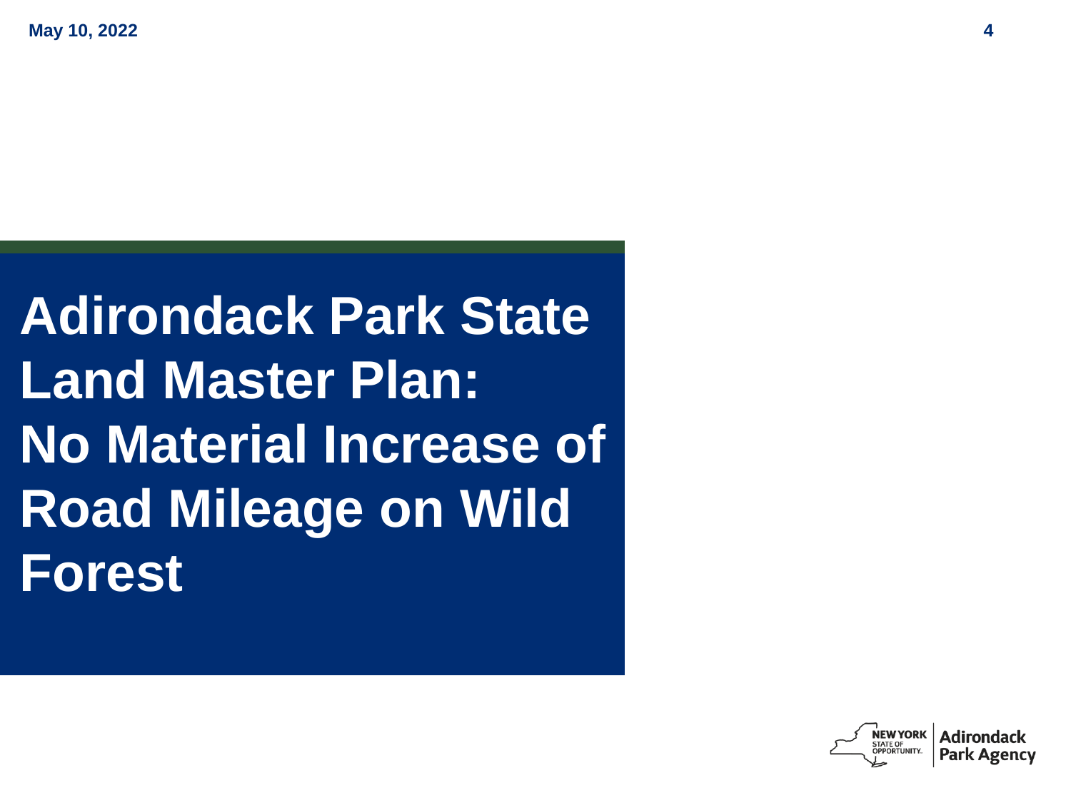# Adirondack Park State Land Master Plan: No Material Increase of Road Mileage on Wild Forest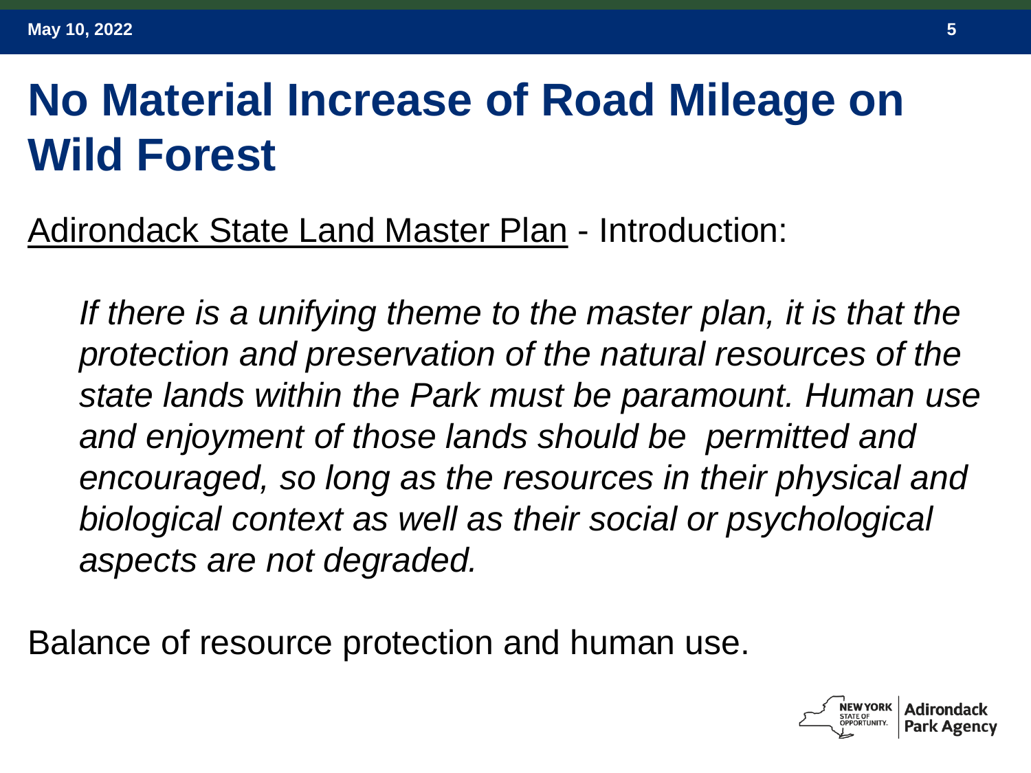# No Material Increase of Road Mileage on Wild Forest

Adirondack State Land Master Plan - Introduction:

> *If there is a unifying theme to the master plan, it is that the protection and preservation of the natural resources of the state lands within the Park must be paramount. Human use and enjoyment of those lands should be permitted and encouraged, so long as the resources in their physical and biological context as well as their social or psychological aspects are not degraded.*

Balance of resource protection and human use.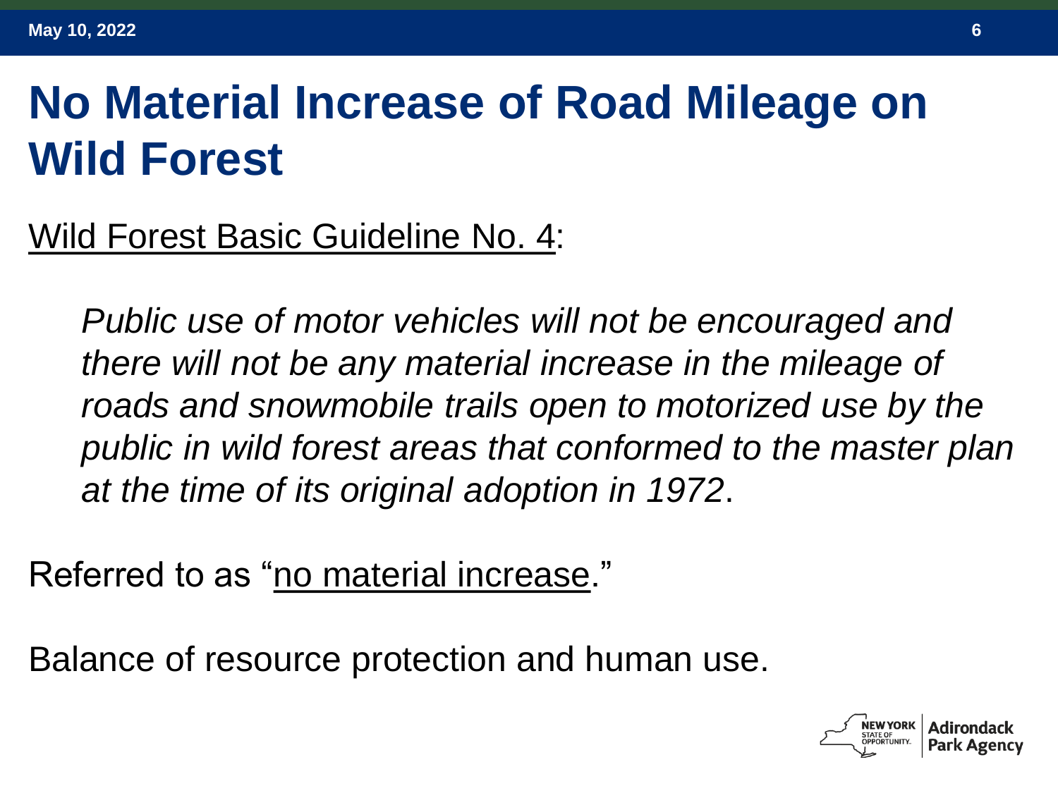# No Material Increase of Road Mileage on Wild Forest

<u>Wild Forest Basic Guideline No. 4</u>:

> *Public use of motor vehicles will not be encouraged and there will not be any material increase in the mileage of roads and snowmobile trails open to motorized use by the public in wild forest areas that conformed to the master plan at the time of its original adoption in 1972*.

Referred to as "<u>no material increase</u>."

Balance of resource protection and human use.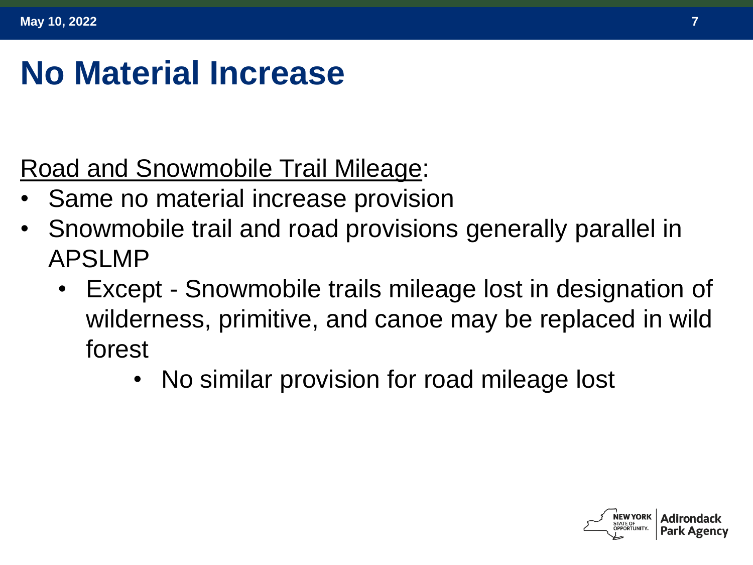# No Material Increase

Road and Snowmobile Trail Mileage:

- Same no material increase provision
- Snowmobile trail and road provisions generally parallel in APSLMP
  - Except - Snowmobile trails mileage lost in designation of wilderness, primitive, and canoe may be replaced in wild forest
    - No similar provision for road mileage lost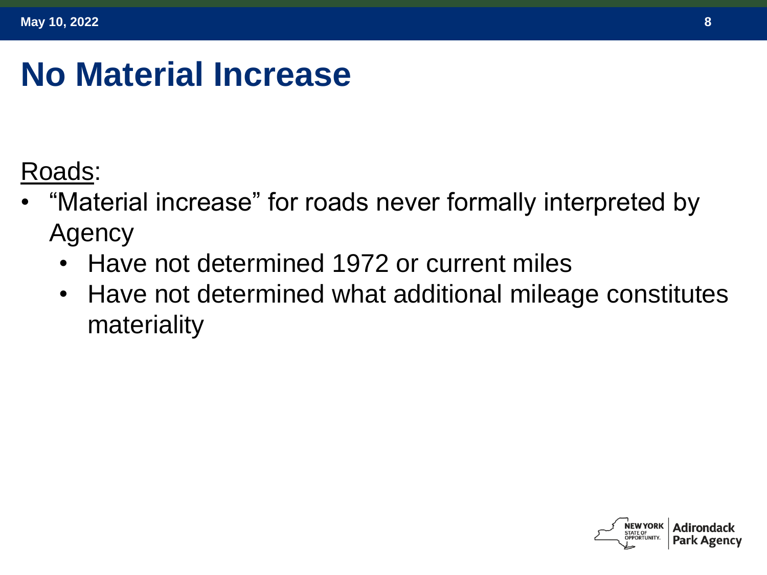# No Material Increase

Roads:

- "Material increase" for roads never formally interpreted by Agency
  - Have not determined 1972 or current miles
  - Have not determined what additional mileage constitutes materiality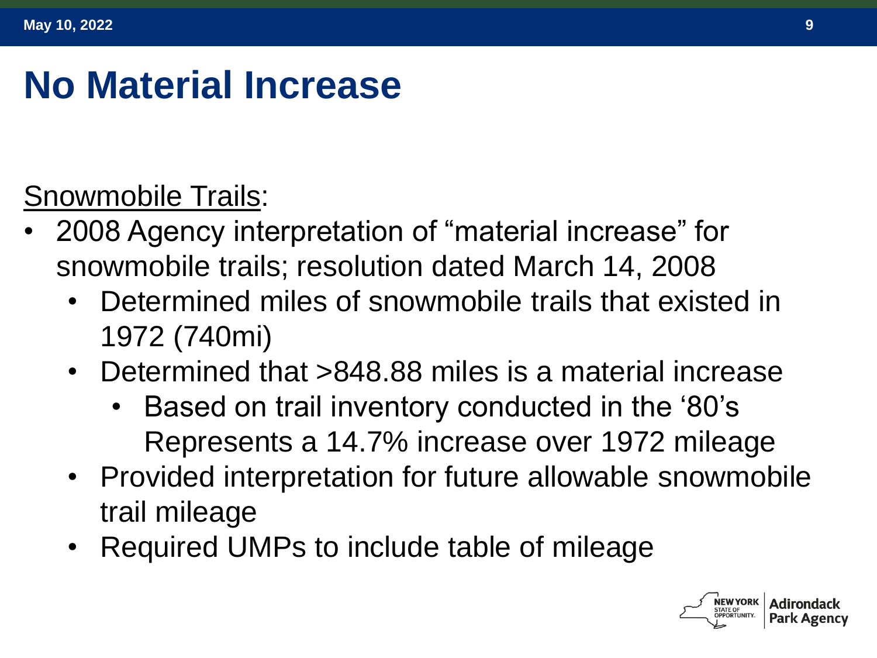# No Material Increase

<u>Snowmobile Trails</u>:

- 2008 Agency interpretation of "material increase" for snowmobile trails; resolution dated March 14, 2008
  - Determined miles of snowmobile trails that existed in 1972 (740mi)
  - Determined that >848.88 miles is a material increase
    - Based on trail inventory conducted in the '80's Represents a 14.7% increase over 1972 mileage
  - Provided interpretation for future allowable snowmobile trail mileage
  - Required UMPs to include table of mileage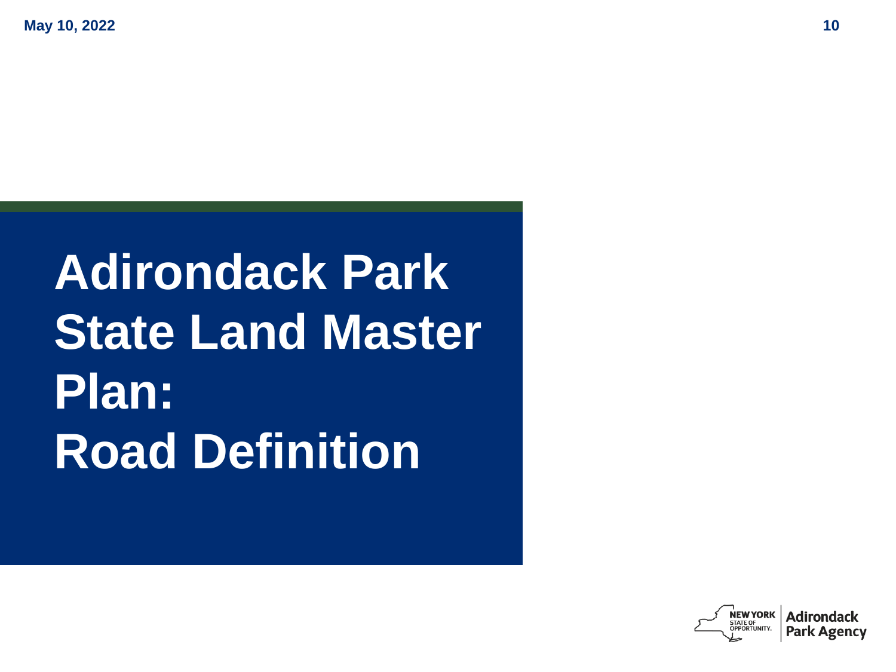# Adirondack Park State Land Master Plan: Road Definition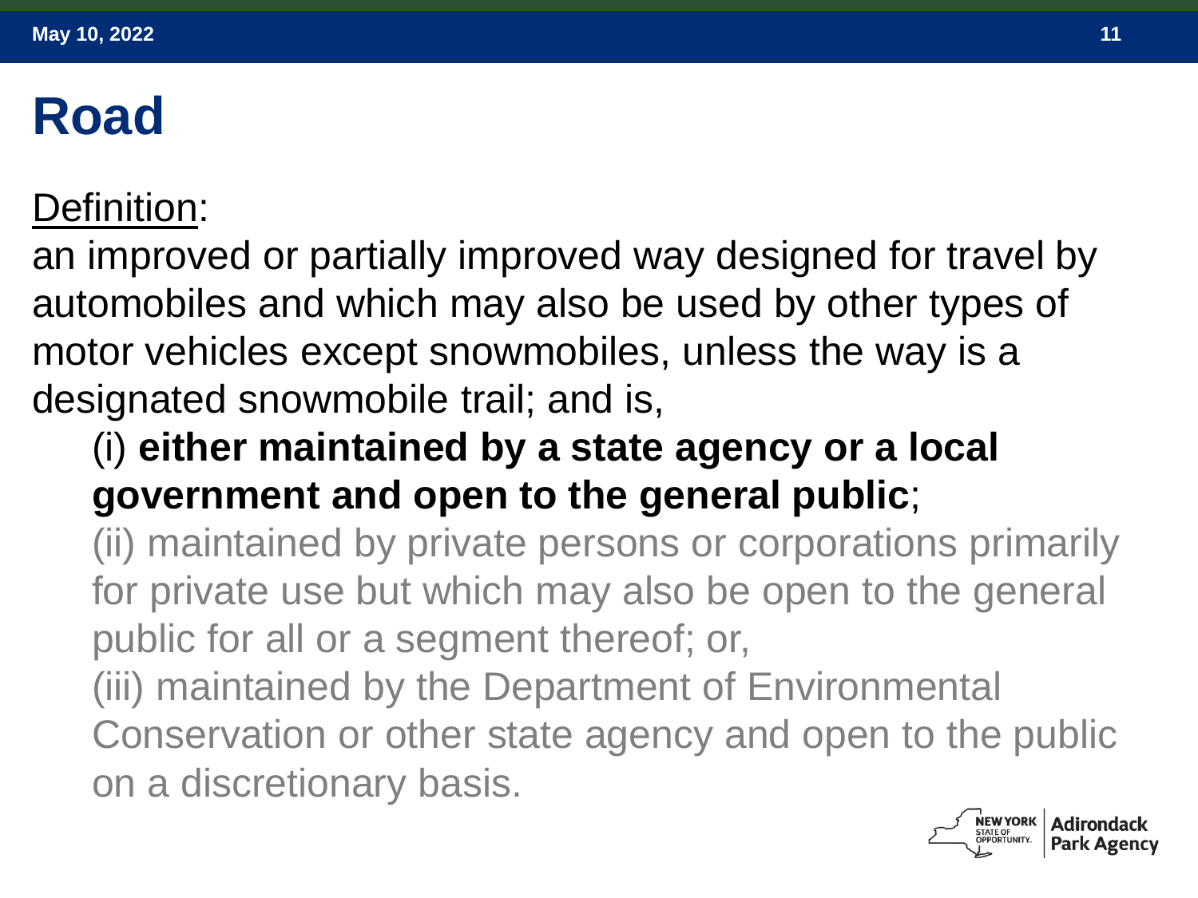# Road

Definition:

an improved or partially improved way designed for travel by automobiles and which may also be used by other types of motor vehicles except snowmobiles, unless the way is a designated snowmobile trail; and is,

(i) **either maintained by a state agency or a local government and open to the general public**;

(ii) maintained by private persons or corporations primarily for private use but which may also be open to the general public for all or a segment thereof; or,

(iii) maintained by the Department of Environmental Conservation or other state agency and open to the public on a discretionary basis.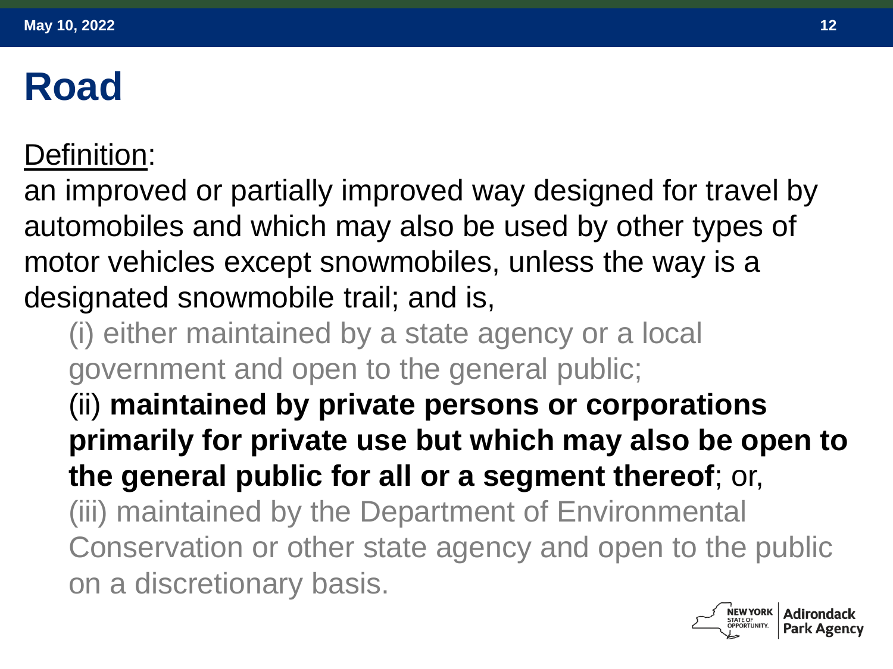# Road

Definition:

an improved or partially improved way designed for travel by automobiles and which may also be used by other types of motor vehicles except snowmobiles, unless the way is a designated snowmobile trail; and is,

(i) either maintained by a state agency or a local government and open to the general public;

(ii) **maintained by private persons or corporations primarily for private use but which may also be open to the general public for all or a segment thereof**; or,

(iii) maintained by the Department of Environmental Conservation or other state agency and open to the public on a discretionary basis.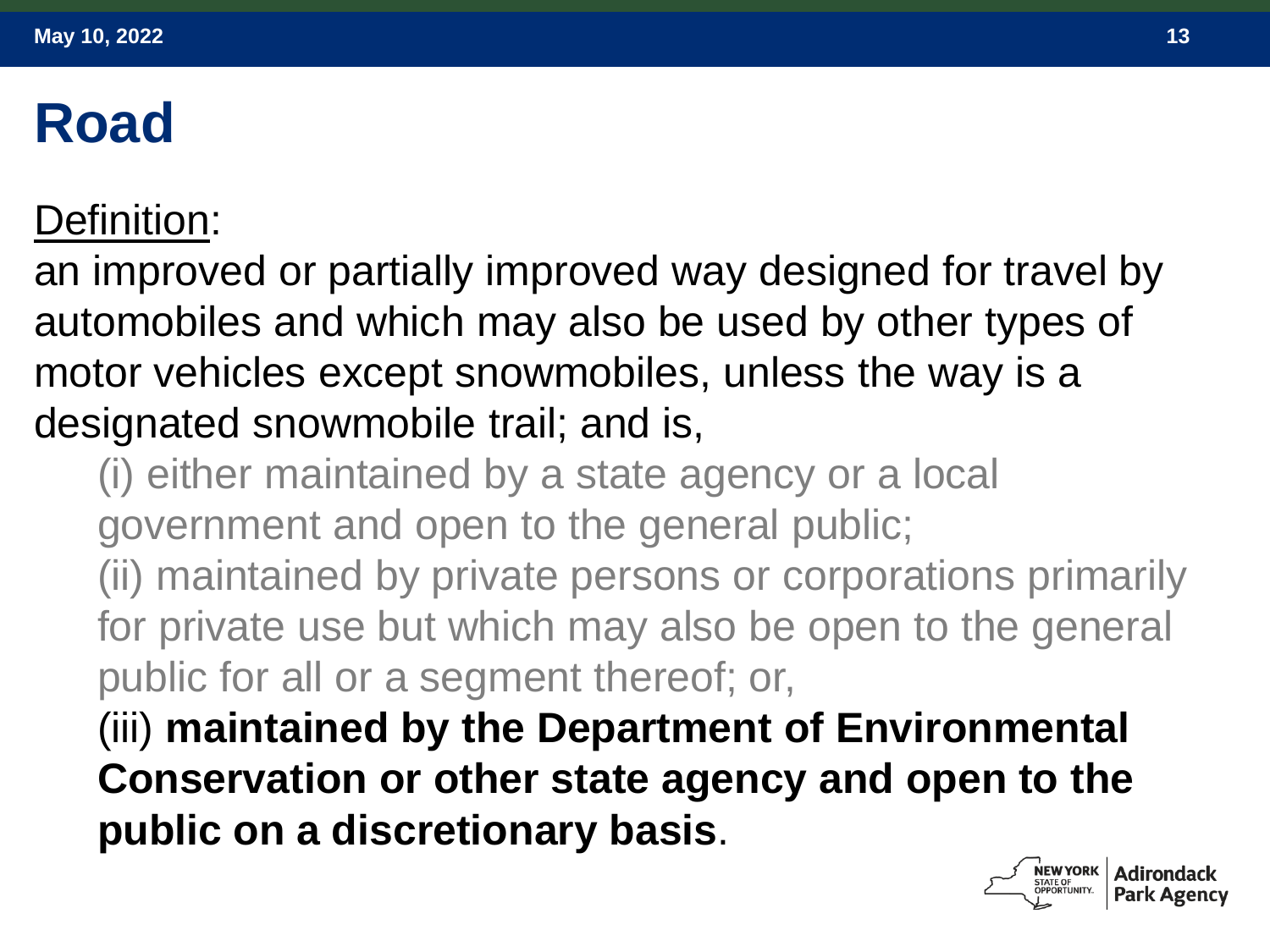# Road

<u>Definition</u>:

an improved or partially improved way designed for travel by automobiles and which may also be used by other types of motor vehicles except snowmobiles, unless the way is a designated snowmobile trail; and is,

(i) either maintained by a state agency or a local government and open to the general public;

(ii) maintained by private persons or corporations primarily for private use but which may also be open to the general public for all or a segment thereof; or,

(iii) **maintained by the Department of Environmental Conservation or other state agency and open to the public on a discretionary basis**.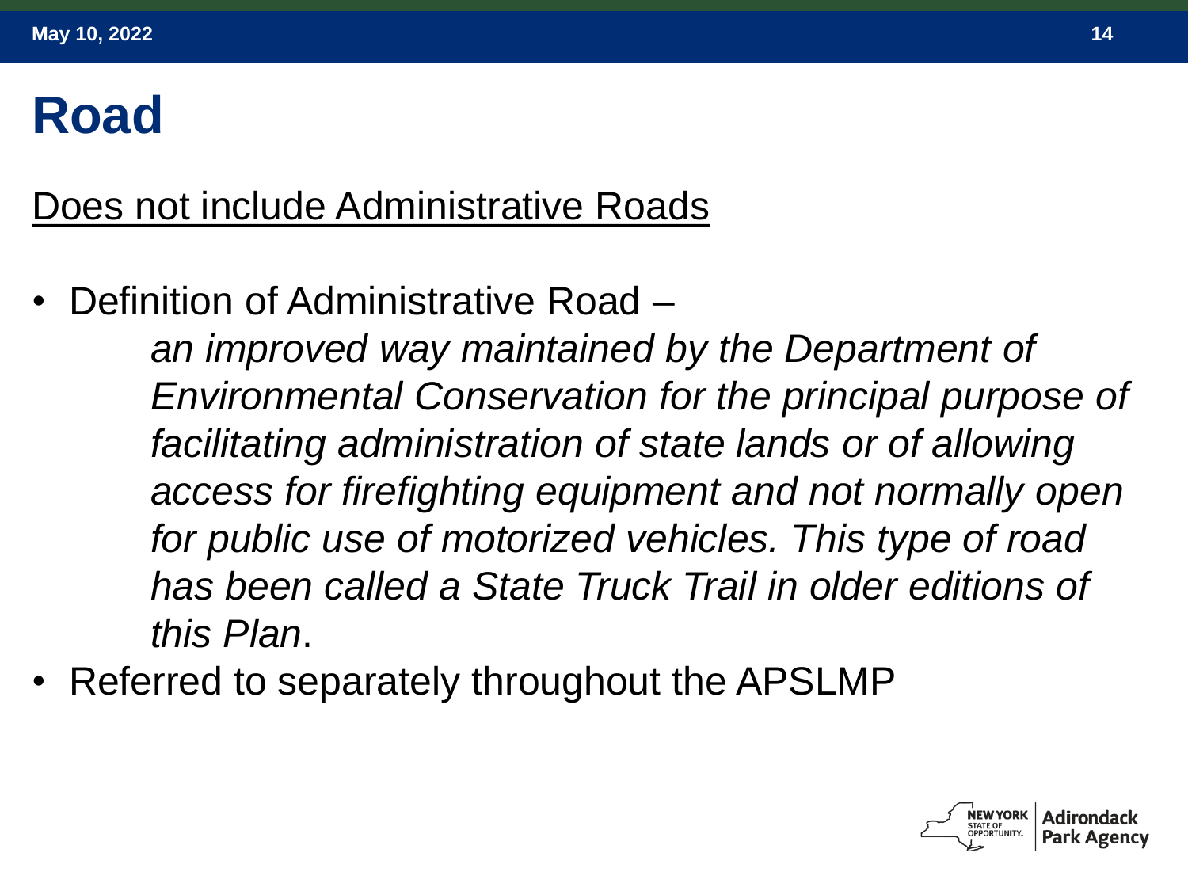# Road

<u>Does not include Administrative Roads</u>

- Definition of Administrative Road –

  *an improved way maintained by the Department of Environmental Conservation for the principal purpose of facilitating administration of state lands or of allowing access for firefighting equipment and not normally open for public use of motorized vehicles. This type of road has been called a State Truck Trail in older editions of this Plan*.

- Referred to separately throughout the APSLMP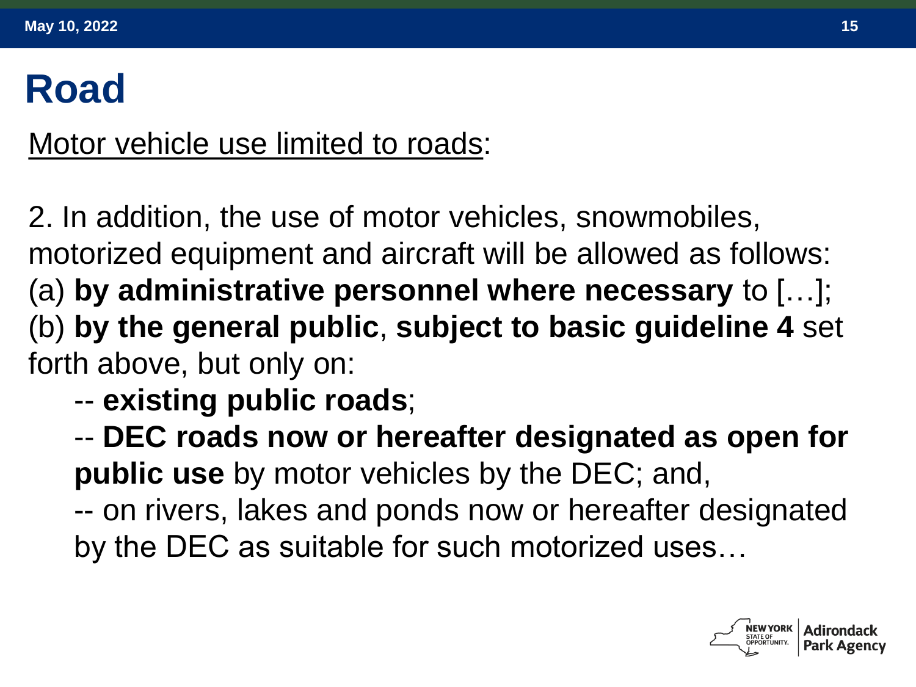# Road

<u>Motor vehicle use limited to roads</u>:

2. In addition, the use of motor vehicles, snowmobiles, motorized equipment and aircraft will be allowed as follows:
(a) **by administrative personnel where necessary** to […];
(b) **by the general public**, **subject to basic guideline 4** set forth above, but only on:

-- **existing public roads**;
-- **DEC roads now or hereafter designated as open for public use** by motor vehicles by the DEC; and,
-- on rivers, lakes and ponds now or hereafter designated by the DEC as suitable for such motorized uses…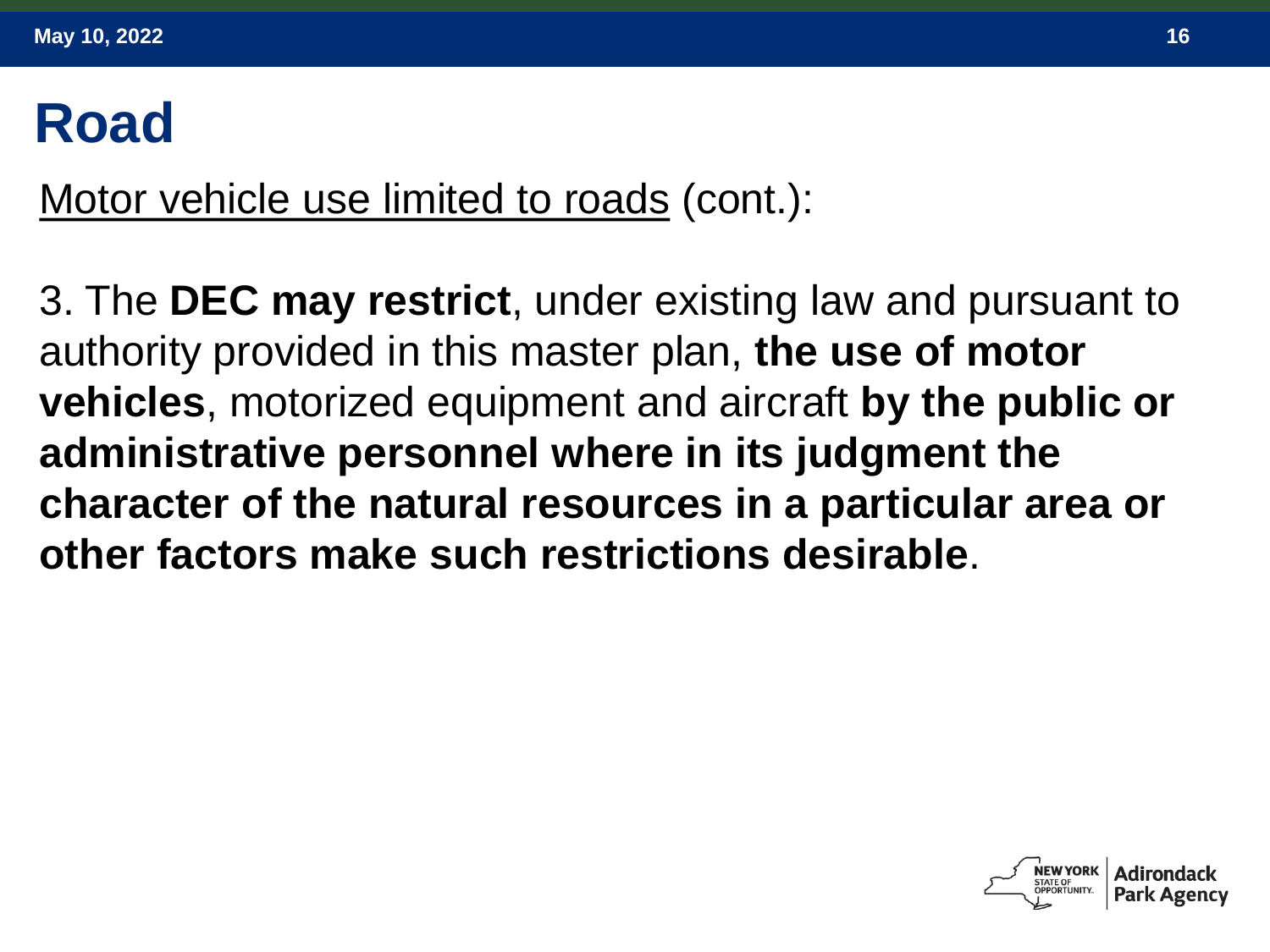# Road

Motor vehicle use limited to roads (cont.):

3. The **DEC may restrict**, under existing law and pursuant to authority provided in this master plan, **the use of motor vehicles**, motorized equipment and aircraft **by the public or administrative personnel where in its judgment the character of the natural resources in a particular area or other factors make such restrictions desirable**.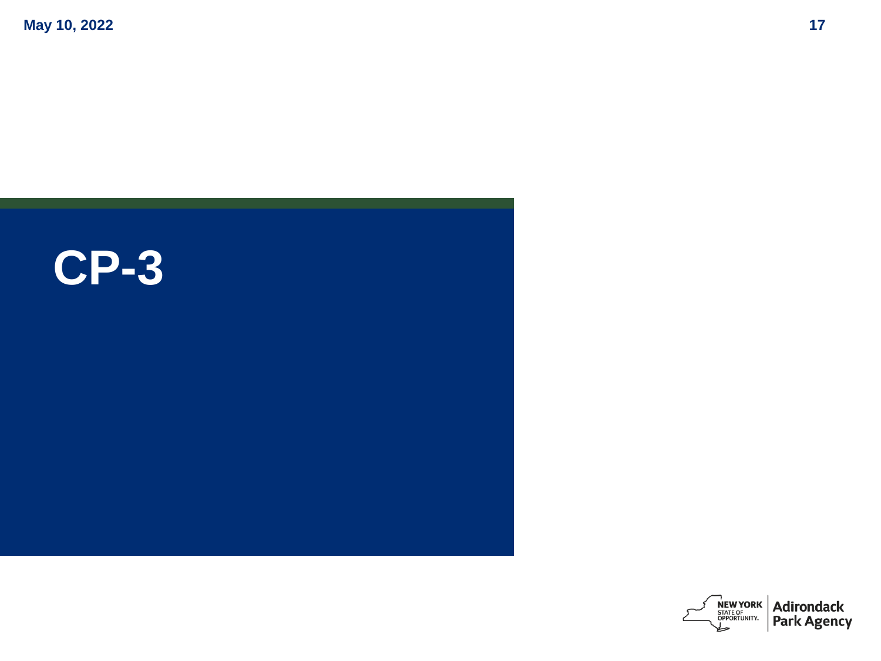# CP-3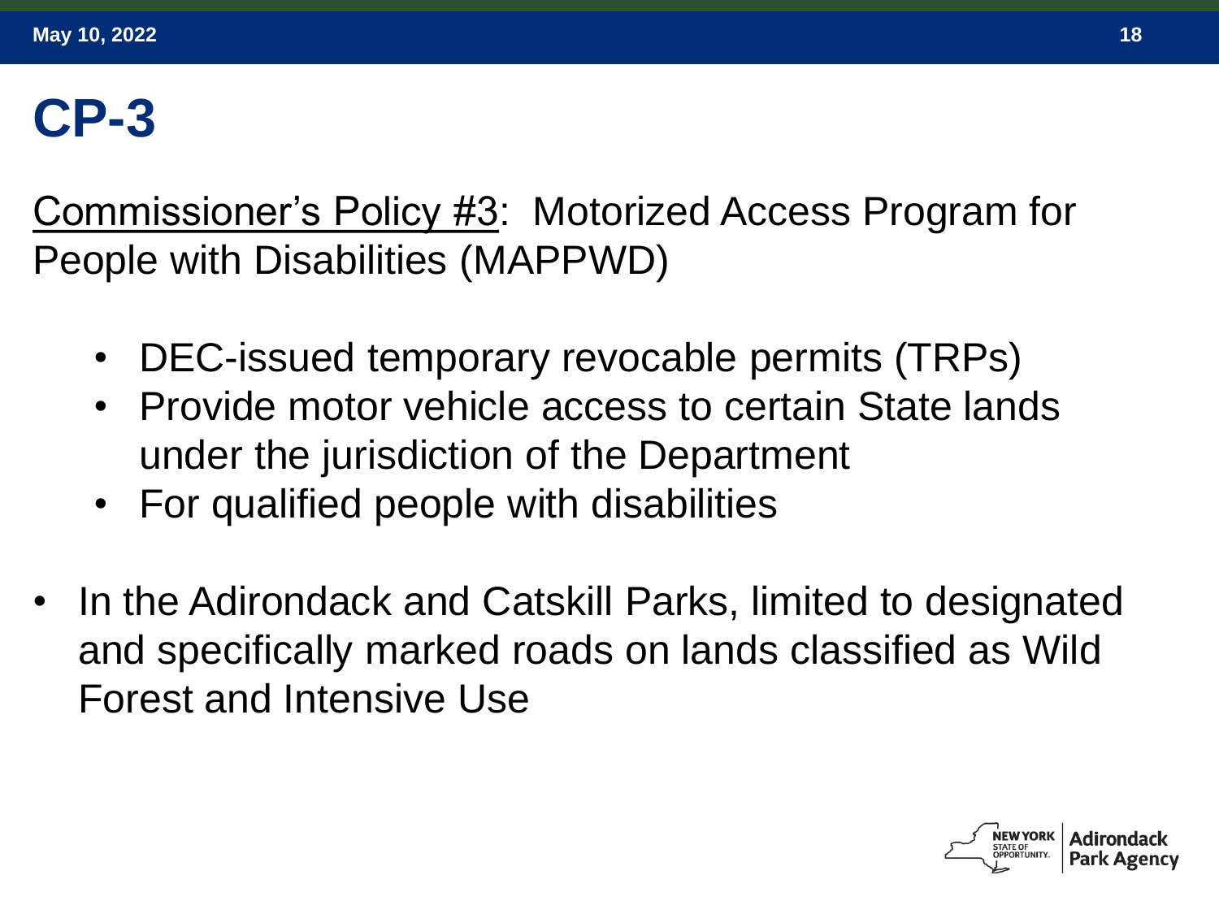# CP-3

Commissioner's Policy #3: Motorized Access Program for People with Disabilities (MAPPWD)

- DEC-issued temporary revocable permits (TRPs)
- Provide motor vehicle access to certain State lands under the jurisdiction of the Department
- For qualified people with disabilities

- In the Adirondack and Catskill Parks, limited to designated and specifically marked roads on lands classified as Wild Forest and Intensive Use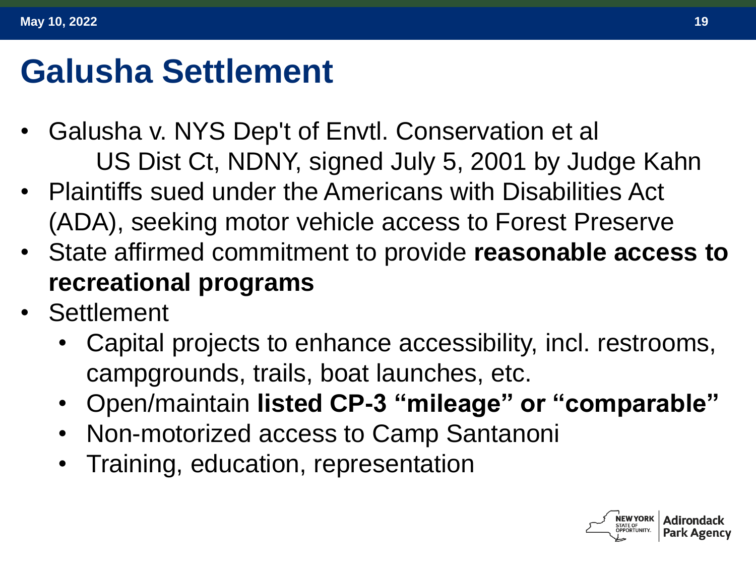# Galusha Settlement

- Galusha v. NYS Dep't of Envtl. Conservation et al
  US Dist Ct, NDNY, signed July 5, 2001 by Judge Kahn
- Plaintiffs sued under the Americans with Disabilities Act (ADA), seeking motor vehicle access to Forest Preserve
- State affirmed commitment to provide **reasonable access to recreational programs**
- Settlement
  - Capital projects to enhance accessibility, incl. restrooms, campgrounds, trails, boat launches, etc.
  - Open/maintain **listed CP-3 "mileage" or "comparable"**
  - Non-motorized access to Camp Santanoni
  - Training, education, representation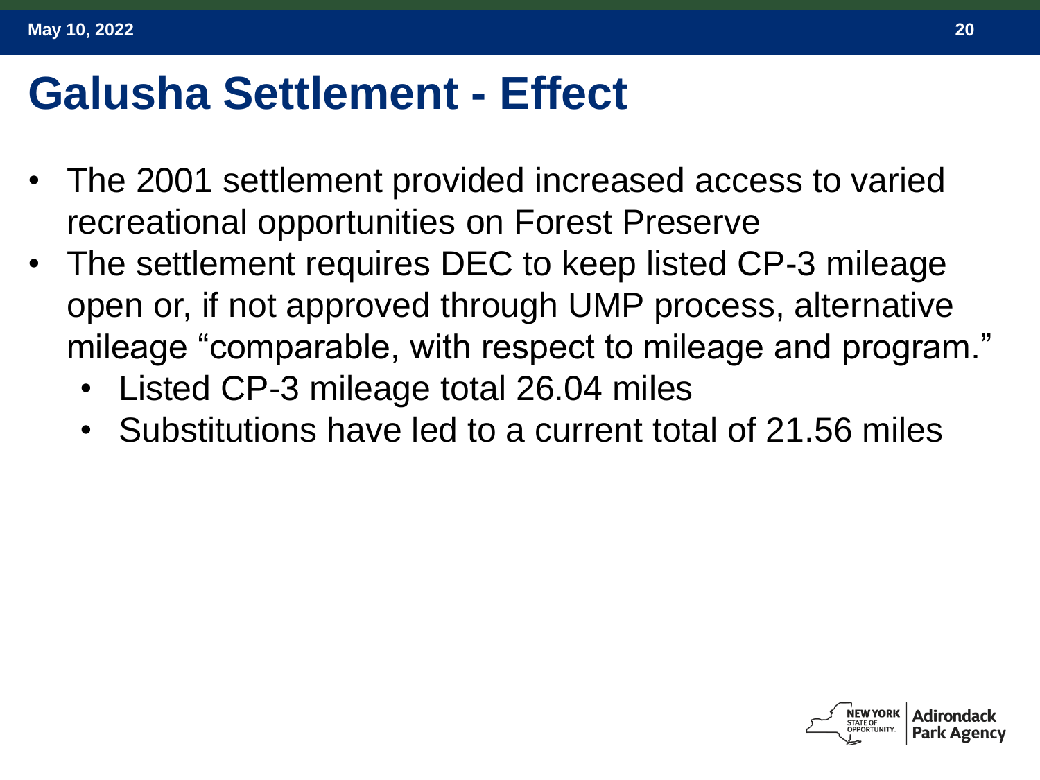# Galusha Settlement - Effect

- The 2001 settlement provided increased access to varied recreational opportunities on Forest Preserve
- The settlement requires DEC to keep listed CP-3 mileage open or, if not approved through UMP process, alternative mileage "comparable, with respect to mileage and program."
  - Listed CP-3 mileage total 26.04 miles
  - Substitutions have led to a current total of 21.56 miles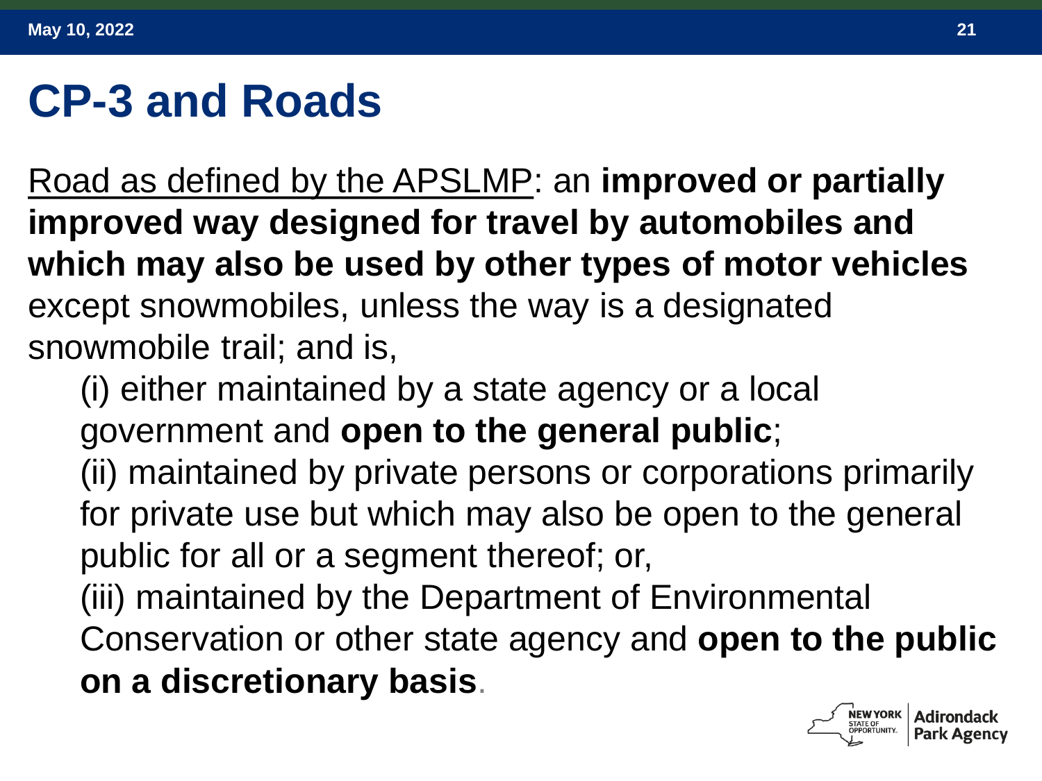# CP-3 and Roads

Road as defined by the APSLMP: an **improved or partially improved way designed for travel by automobiles and which may also be used by other types of motor vehicles** except snowmobiles, unless the way is a designated snowmobile trail; and is,

(i) either maintained by a state agency or a local government and **open to the general public**;

(ii) maintained by private persons or corporations primarily for private use but which may also be open to the general public for all or a segment thereof; or,

(iii) maintained by the Department of Environmental Conservation or other state agency and **open to the public on a discretionary basis**.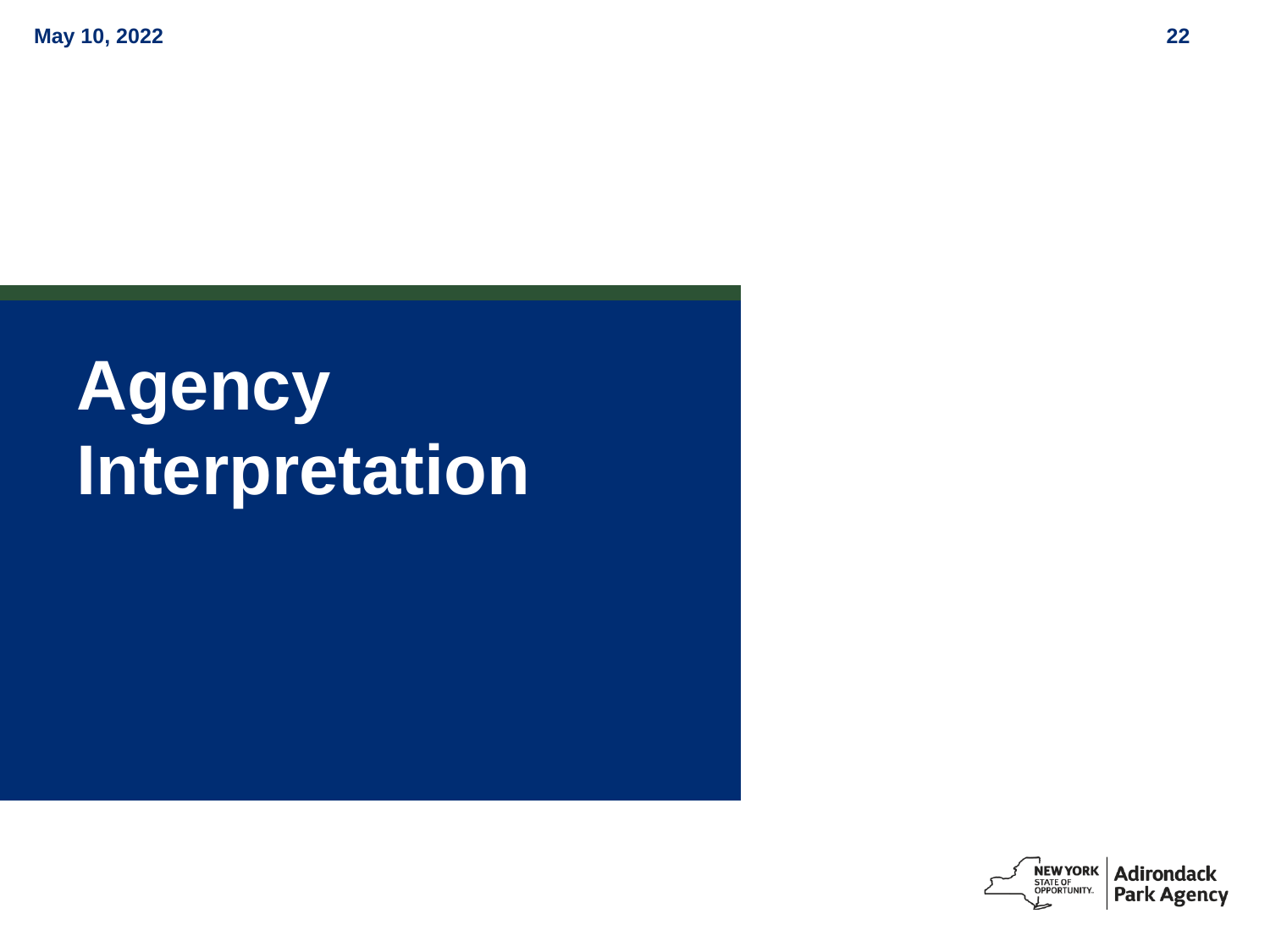# Agency Interpretation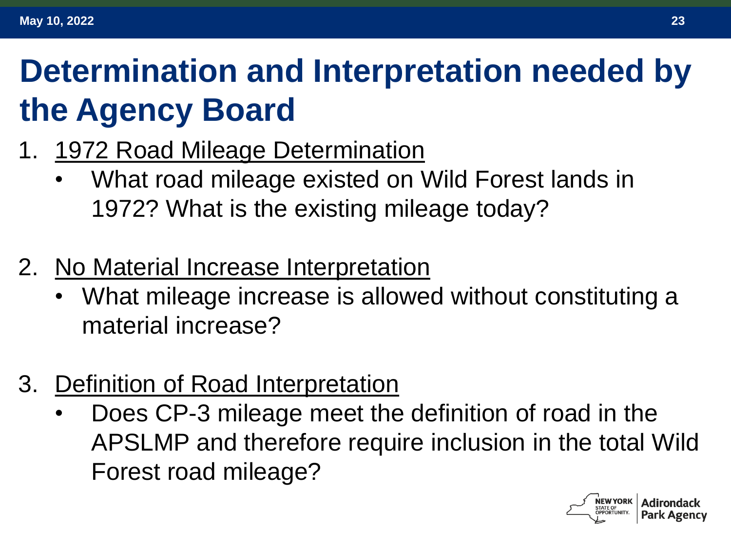# Determination and Interpretation needed by the Agency Board

1. <u>1972 Road Mileage Determination</u>
   - What road mileage existed on Wild Forest lands in 1972? What is the existing mileage today?

2. <u>No Material Increase Interpretation</u>
   - What mileage increase is allowed without constituting a material increase?

3. <u>Definition of Road Interpretation</u>
   - Does CP-3 mileage meet the definition of road in the APSLMP and therefore require inclusion in the total Wild Forest road mileage?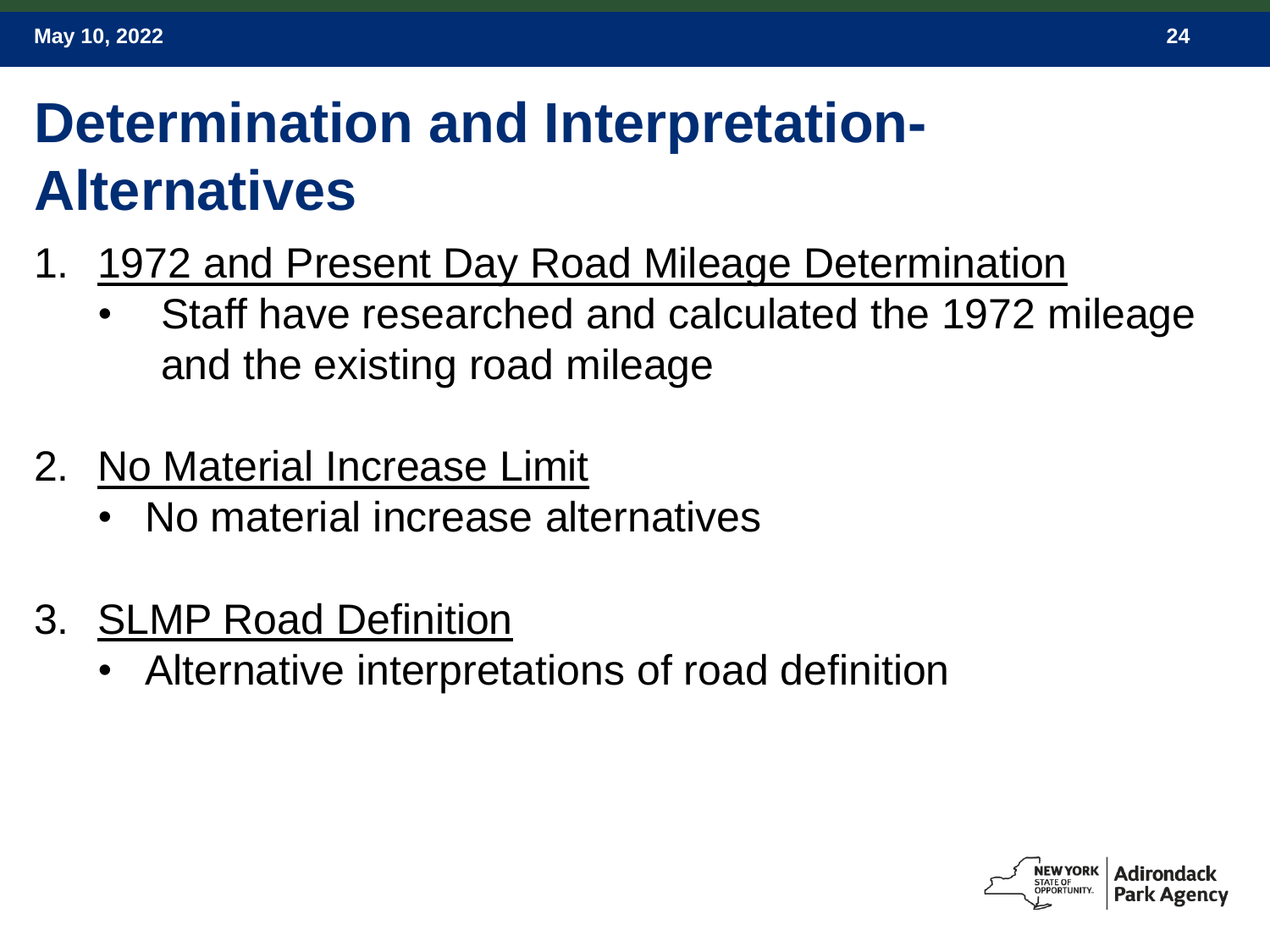# Determination and Interpretation- Alternatives

1. <u>1972 and Present Day Road Mileage Determination</u>
   - Staff have researched and calculated the 1972 mileage and the existing road mileage

2. <u>No Material Increase Limit</u>
   - No material increase alternatives

3. <u>SLMP Road Definition</u>
   - Alternative interpretations of road definition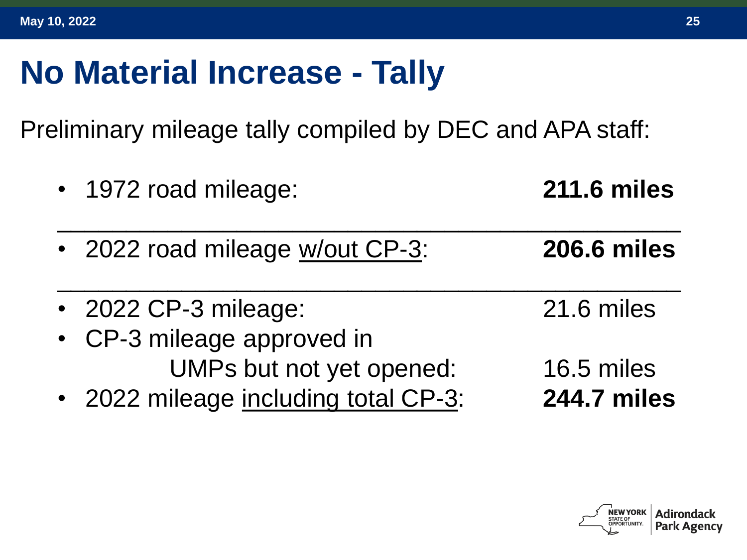# No Material Increase - Tally

Preliminary mileage tally compiled by DEC and APA staff:

- 1972 road mileage: **211.6 miles**

---

- 2022 road mileage <u>w/out CP-3</u>: **206.6 miles**

---

- 2022 CP-3 mileage: 21.6 miles
- CP-3 mileage approved in UMPs but not yet opened: 16.5 miles
- 2022 mileage <u>including total CP-3</u>: **244.7 miles**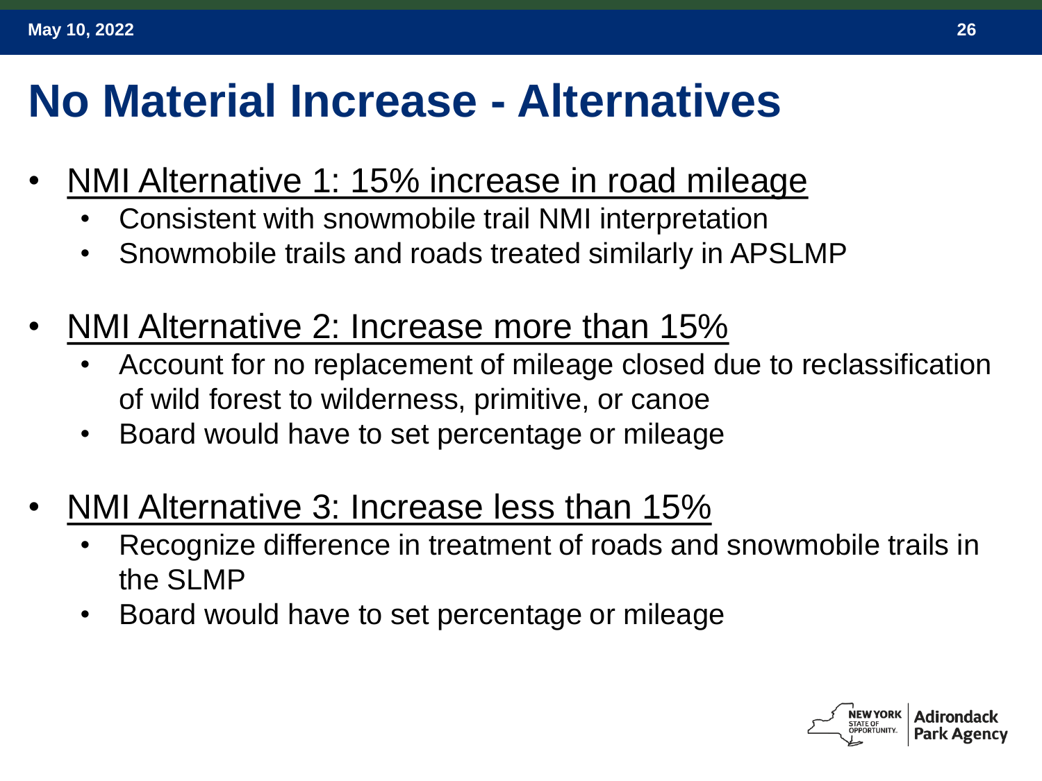# No Material Increase - Alternatives

- NMI Alternative 1: 15% increase in road mileage
  - Consistent with snowmobile trail NMI interpretation
  - Snowmobile trails and roads treated similarly in APSLMP
- NMI Alternative 2: Increase more than 15%
  - Account for no replacement of mileage closed due to reclassification of wild forest to wilderness, primitive, or canoe
  - Board would have to set percentage or mileage
- NMI Alternative 3: Increase less than 15%
  - Recognize difference in treatment of roads and snowmobile trails in the SLMP
  - Board would have to set percentage or mileage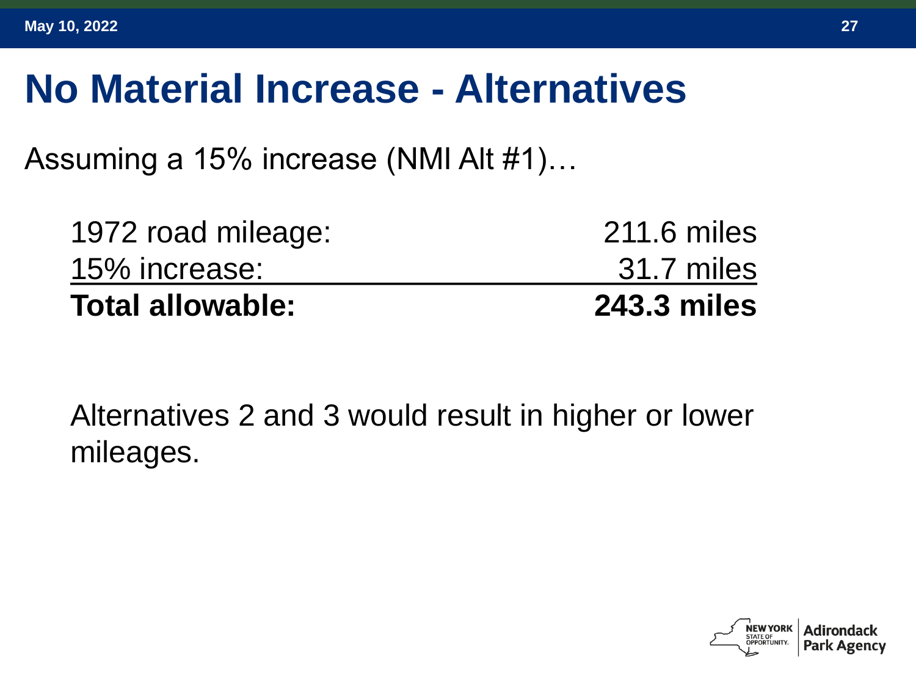# No Material Increase - Alternatives

Assuming a 15% increase (NMI Alt #1)…

| | |
|---|---|
| 1972 road mileage: | 211.6 miles |
| 15% increase: | 31.7 miles |
| **Total allowable:** | **243.3 miles** |

Alternatives 2 and 3 would result in higher or lower mileages.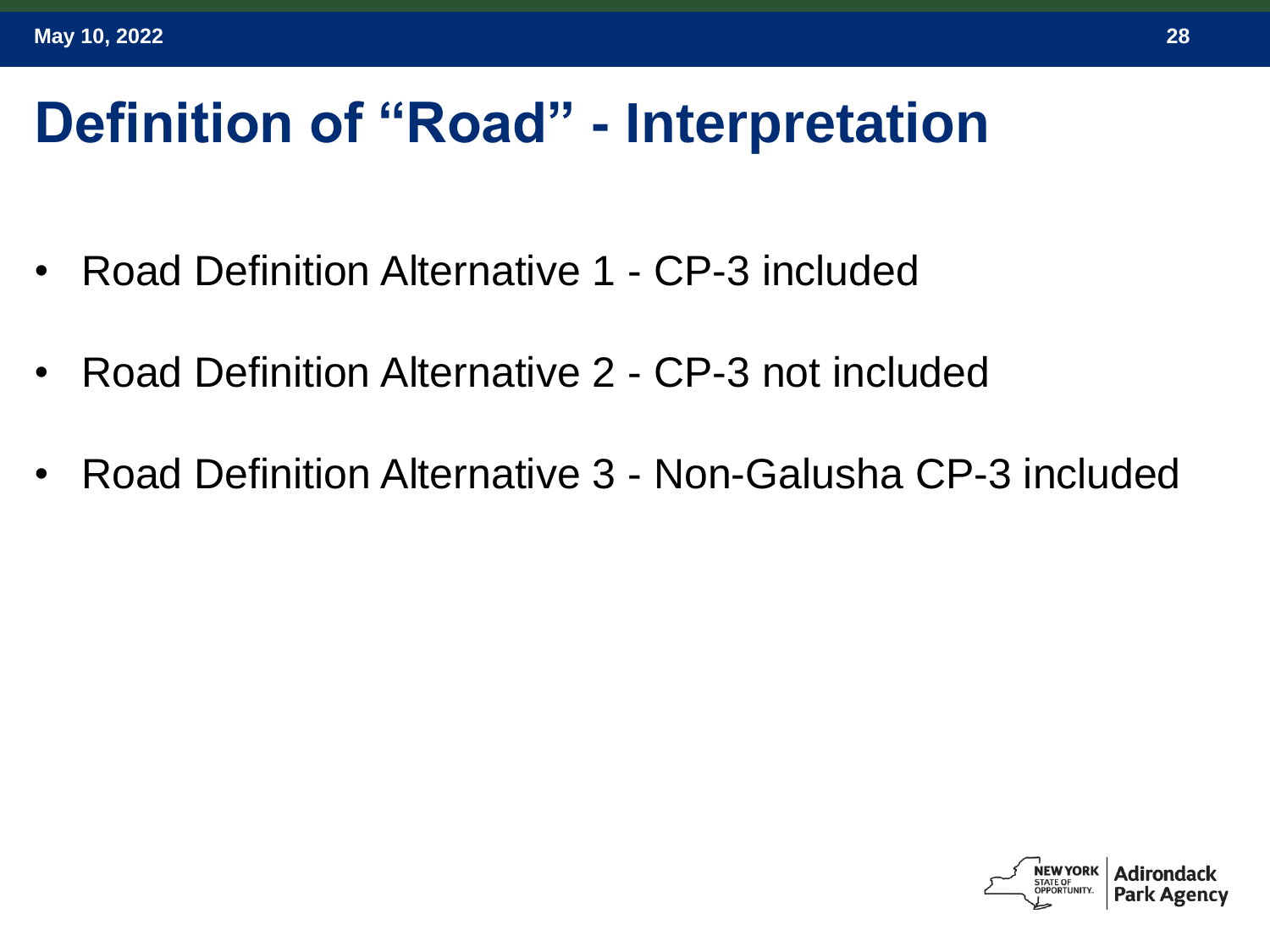# Definition of "Road" - Interpretation

- Road Definition Alternative 1 - CP-3 included
- Road Definition Alternative 2 - CP-3 not included
- Road Definition Alternative 3 - Non-Galusha CP-3 included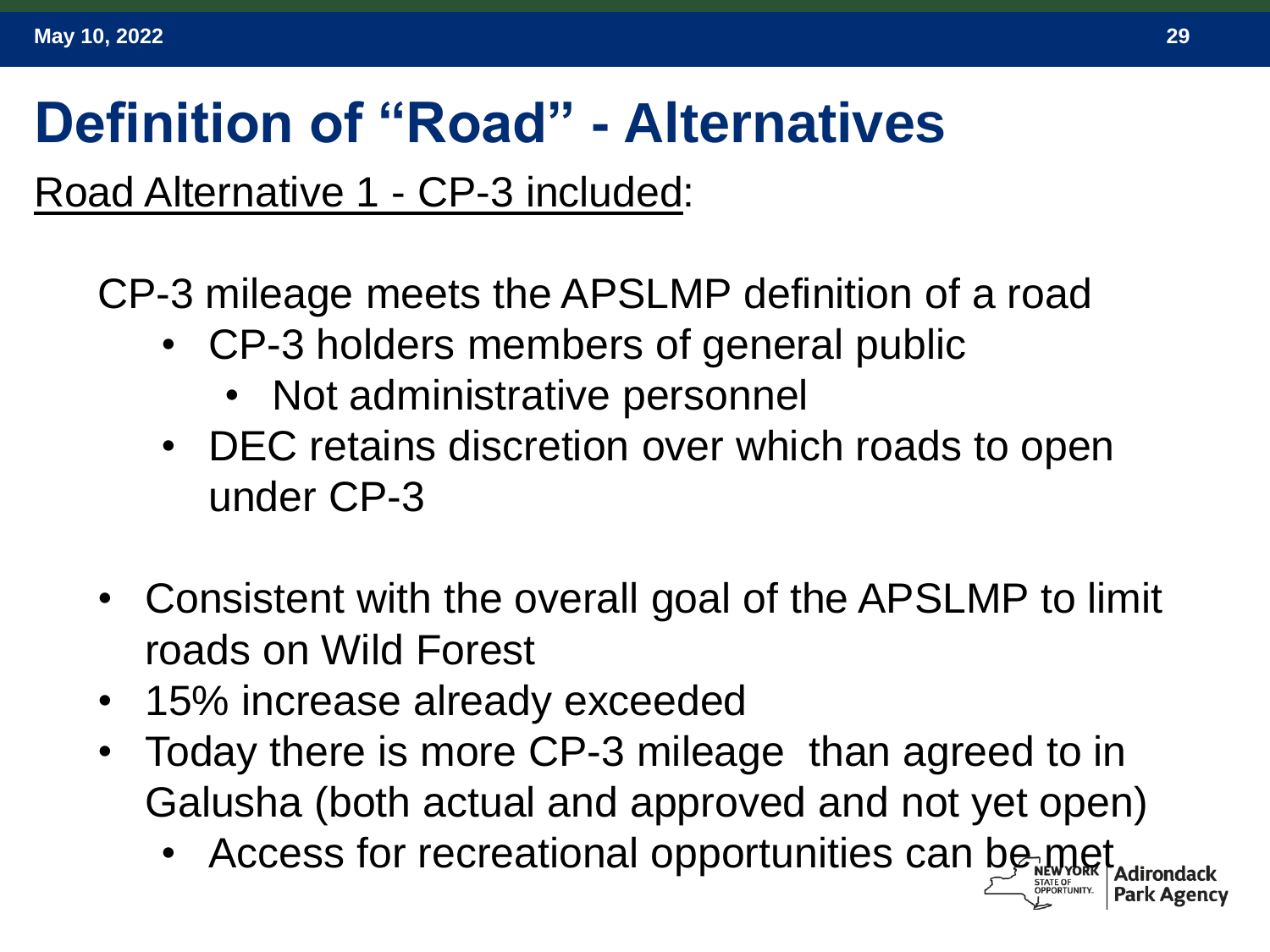# Definition of "Road" - Alternatives

<u>Road Alternative 1 - CP-3 included</u>:

CP-3 mileage meets the APSLMP definition of a road

- CP-3 holders members of general public
  - Not administrative personnel
- DEC retains discretion over which roads to open under CP-3

- Consistent with the overall goal of the APSLMP to limit roads on Wild Forest
- 15% increase already exceeded
- Today there is more CP-3 mileage than agreed to in Galusha (both actual and approved and not yet open)
  - Access for recreational opportunities can be met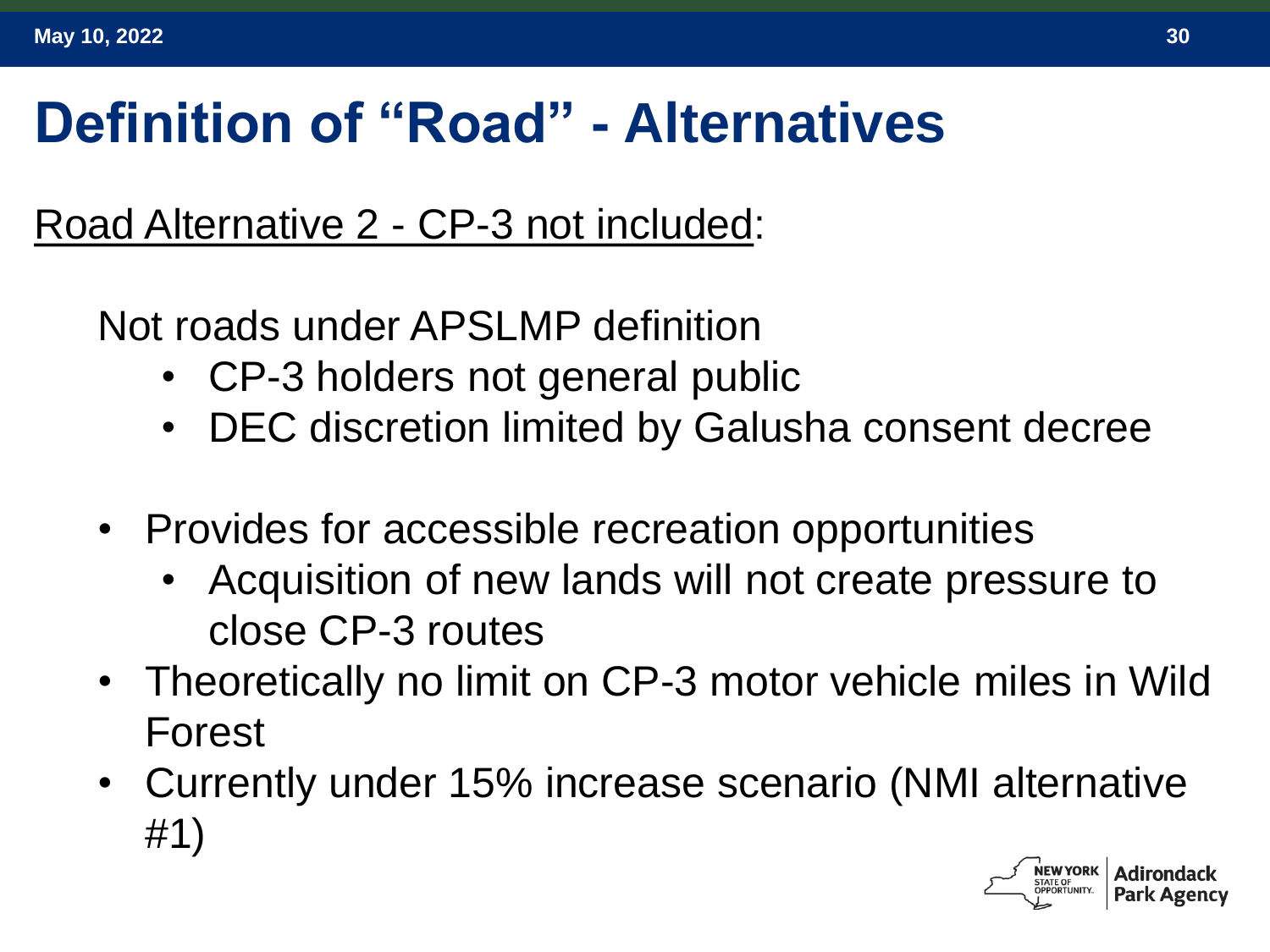# Definition of “Road” - Alternatives

Road Alternative 2 - CP-3 not included:

Not roads under APSLMP definition

- CP-3 holders not general public
- DEC discretion limited by Galusha consent decree

- Provides for accessible recreation opportunities
  - Acquisition of new lands will not create pressure to close CP-3 routes
- Theoretically no limit on CP-3 motor vehicle miles in Wild Forest
- Currently under 15% increase scenario (NMI alternative #1)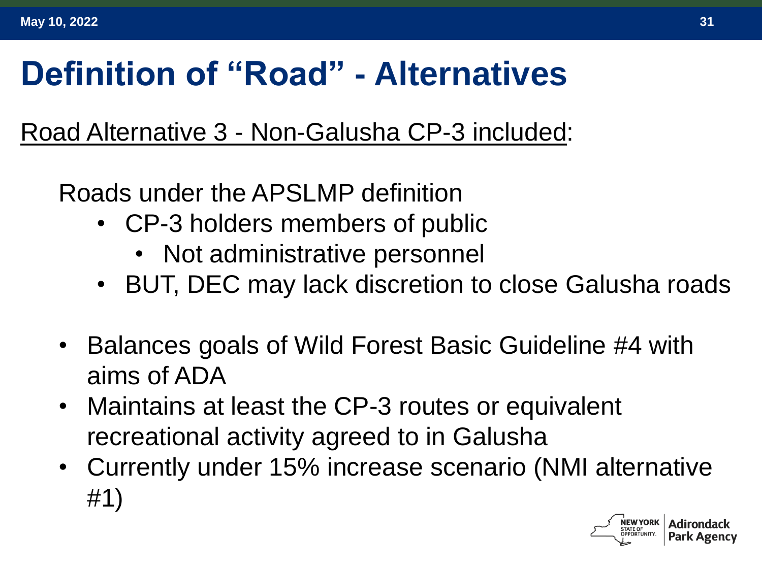# Definition of "Road" - Alternatives

Road Alternative 3 - Non-Galusha CP-3 included:

Roads under the APSLMP definition

- CP-3 holders members of public
  - Not administrative personnel
- BUT, DEC may lack discretion to close Galusha roads

- Balances goals of Wild Forest Basic Guideline #4 with aims of ADA
- Maintains at least the CP-3 routes or equivalent recreational activity agreed to in Galusha
- Currently under 15% increase scenario (NMI alternative #1)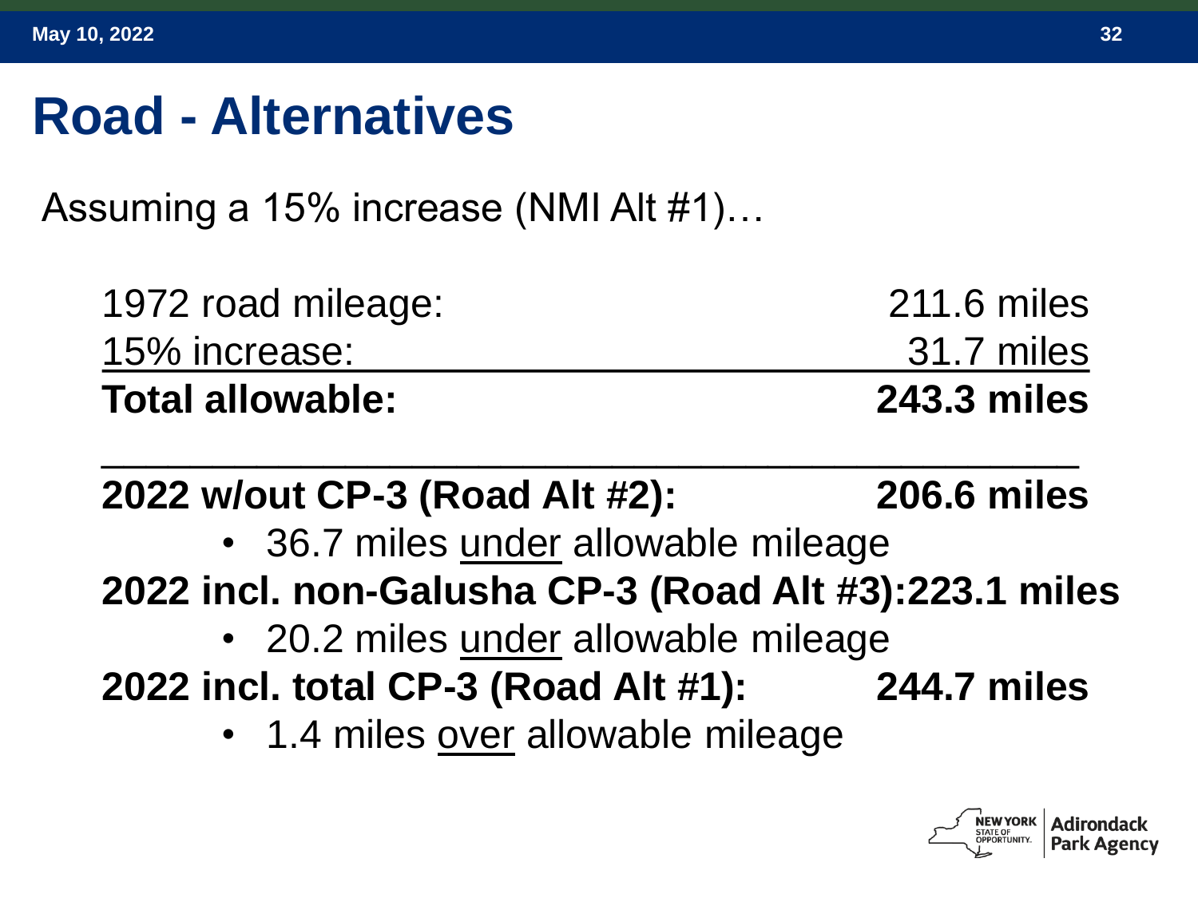# Road - Alternatives

Assuming a 15% increase (NMI Alt #1)…

| | |
|---|---|
| 1972 road mileage: | 211.6 miles |
| 15% increase: | 31.7 miles |
| **Total allowable:** | **243.3 miles** |

---

**2022 w/out CP-3 (Road Alt #2):** **206.6 miles**

- 36.7 miles under allowable mileage

**2022 incl. non-Galusha CP-3 (Road Alt #3):** **223.1 miles**

- 20.2 miles under allowable mileage

**2022 incl. total CP-3 (Road Alt #1):** **244.7 miles**

- 1.4 miles over allowable mileage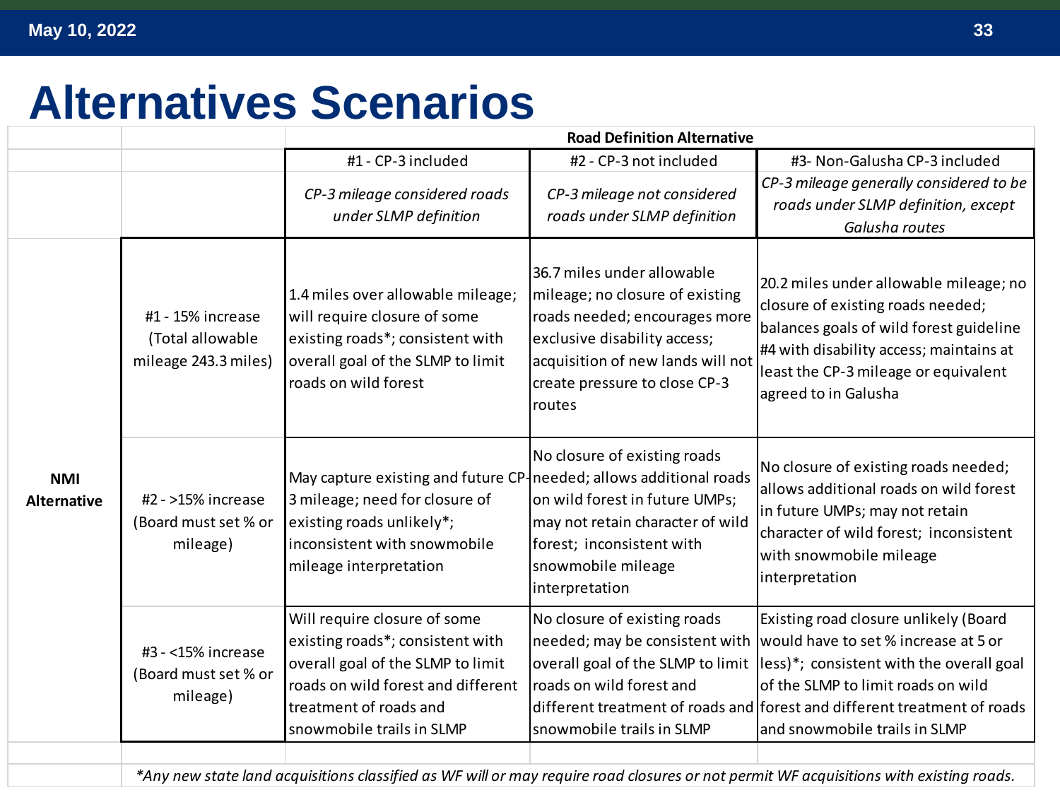# Alternatives Scenarios

| | | Road Definition Alternative | | |
|---|---|---|---|---|
| | | #1 - CP-3 included | #2 - CP-3 not included | #3- Non-Galusha CP-3 included |
| | | *CP-3 mileage considered roads under SLMP definition* | *CP-3 mileage not considered roads under SLMP definition* | *CP-3 mileage generally considered to be roads under SLMP definition, except Galusha routes* |
| **NMI Alternative** | #1 - 15% increase (Total allowable mileage 243.3 miles) | 1.4 miles over allowable mileage; will require closure of some existing roads*; consistent with overall goal of the SLMP to limit roads on wild forest | 36.7 miles under allowable mileage; no closure of existing roads needed; encourages more exclusive disability access; acquisition of new lands will not create pressure to close CP-3 routes | 20.2 miles under allowable mileage; no closure of existing roads needed; balances goals of wild forest guideline #4 with disability access; maintains at least the CP-3 mileage or equivalent agreed to in Galusha |
| | #2 - >15% increase (Board must set % or mileage) | May capture existing and future CP-3 mileage; need for closure of existing roads unlikely*; inconsistent with snowmobile mileage interpretation | No closure of existing roads needed; allows additional roads on wild forest in future UMPs; may not retain character of wild forest; inconsistent with snowmobile mileage interpretation | No closure of existing roads needed; allows additional roads on wild forest in future UMPs; may not retain character of wild forest; inconsistent with snowmobile mileage interpretation |
| | #3 - <15% increase (Board must set % or mileage) | Will require closure of some existing roads*; consistent with overall goal of the SLMP to limit roads on wild forest and different treatment of roads and snowmobile trails in SLMP | No closure of existing roads needed; may be consistent with overall goal of the SLMP to limit roads on wild forest and different treatment of roads and snowmobile trails in SLMP | Existing road closure unlikely (Board would have to set % increase at 5 or less)*; consistent with the overall goal of the SLMP to limit roads on wild forest and different treatment of roads and snowmobile trails in SLMP |

*\*Any new state land acquisitions classified as WF will or may require road closures or not permit WF acquisitions with existing roads.*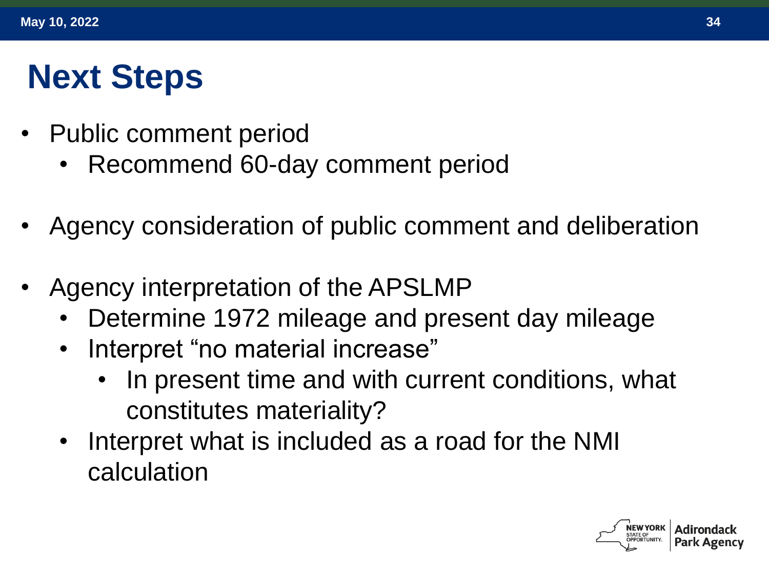# Next Steps

- Public comment period
  - Recommend 60-day comment period
- Agency consideration of public comment and deliberation
- Agency interpretation of the APSLMP
  - Determine 1972 mileage and present day mileage
  - Interpret “no material increase”
    - In present time and with current conditions, what constitutes materiality?
  - Interpret what is included as a road for the NMI calculation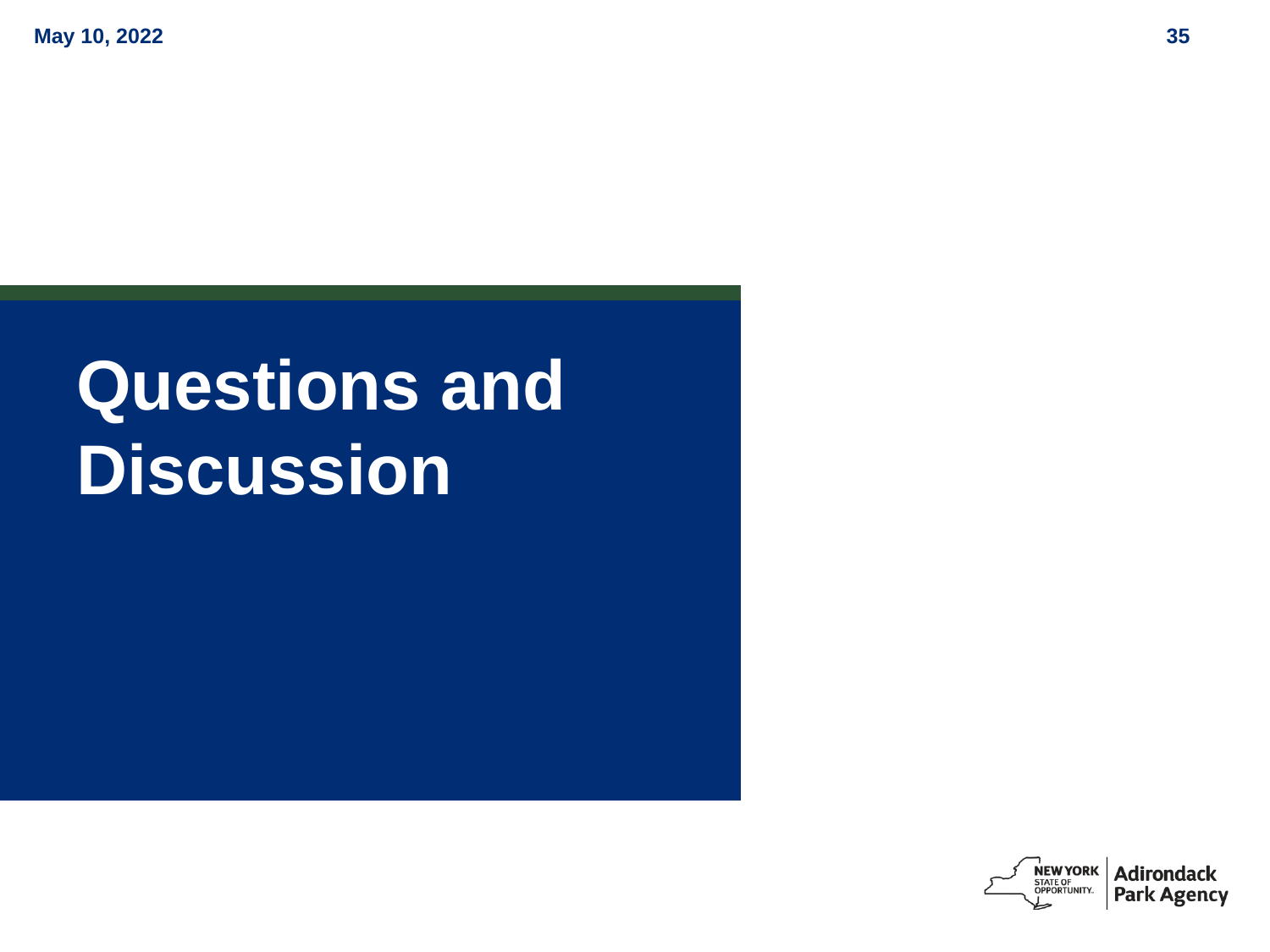# Questions and Discussion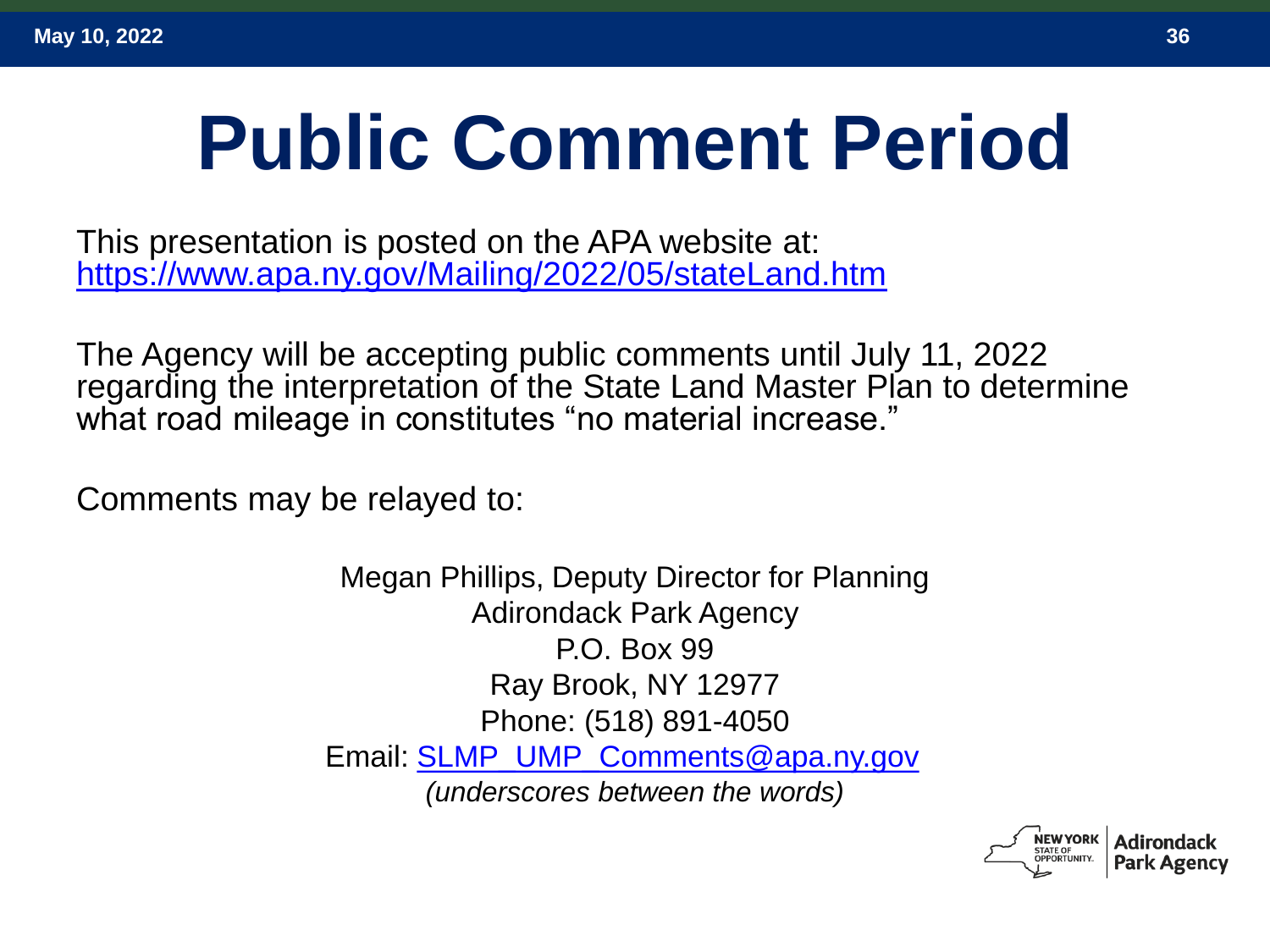# Public Comment Period

This presentation is posted on the APA website at:
https://www.apa.ny.gov/Mailing/2022/05/stateLand.htm

The Agency will be accepting public comments until July 11, 2022 regarding the interpretation of the State Land Master Plan to determine what road mileage in constitutes "no material increase."

Comments may be relayed to:

Megan Phillips, Deputy Director for Planning
Adirondack Park Agency
P.O. Box 99
Ray Brook, NY 12977
Phone: (518) 891-4050
Email: SLMP_UMP_Comments@apa.ny.gov
*(underscores between the words)*